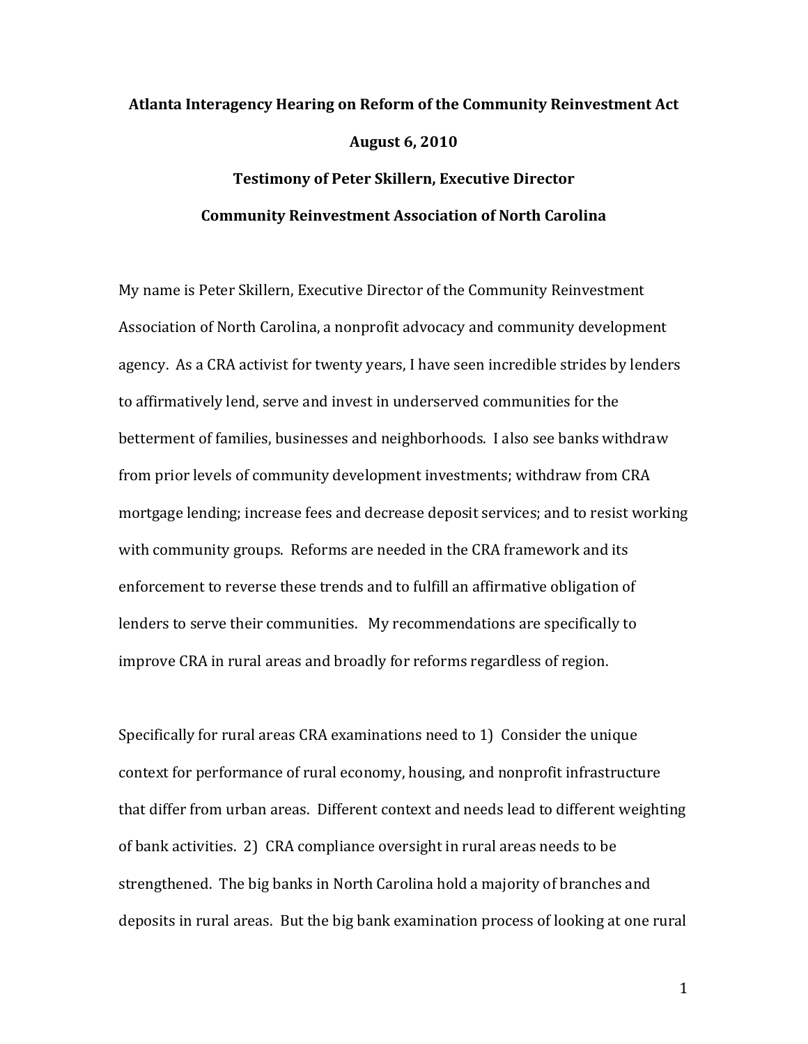**Atlanta Interagency Hearing on Reform of the Community Reinvestment Act**

**August 6, 2010**

**Testimony of Peter Skillern, Executive Director**

**Community Reinvestment Association of North Carolina**

My name is Peter Skillern, Executive Director of the Community Reinvestment Association of North Carolina, a nonprofit advocacy and community development agency. As a CRA activist for twenty years, I have seen incredible strides by lenders to affirmatively lend, serve and invest in underserved communities for the betterment of families, businesses and neighborhoods. I also see banks withdraw from prior levels of community development investments; withdraw from CRA mortgage lending; increase fees and decrease deposit services; and to resist working with community groups. Reforms are needed in the CRA framework and its enforcement to reverse these trends and to fulfill an affirmative obligation of lenders to serve their communities. My recommendations are specifically to improve CRA in rural areas and broadly for reforms regardless of region.

Specifically for rural areas CRA examinations need to 1) Consider the unique context for performance of rural economy, housing, and nonprofit infrastructure that differ from urban areas. Different context and needs lead to different weighting of bank activities. 2) CRA compliance oversight in rural areas needs to be strengthened. The big banks in North Carolina hold a majority of branches and deposits in rural areas. But the big bank examination process of looking at one rural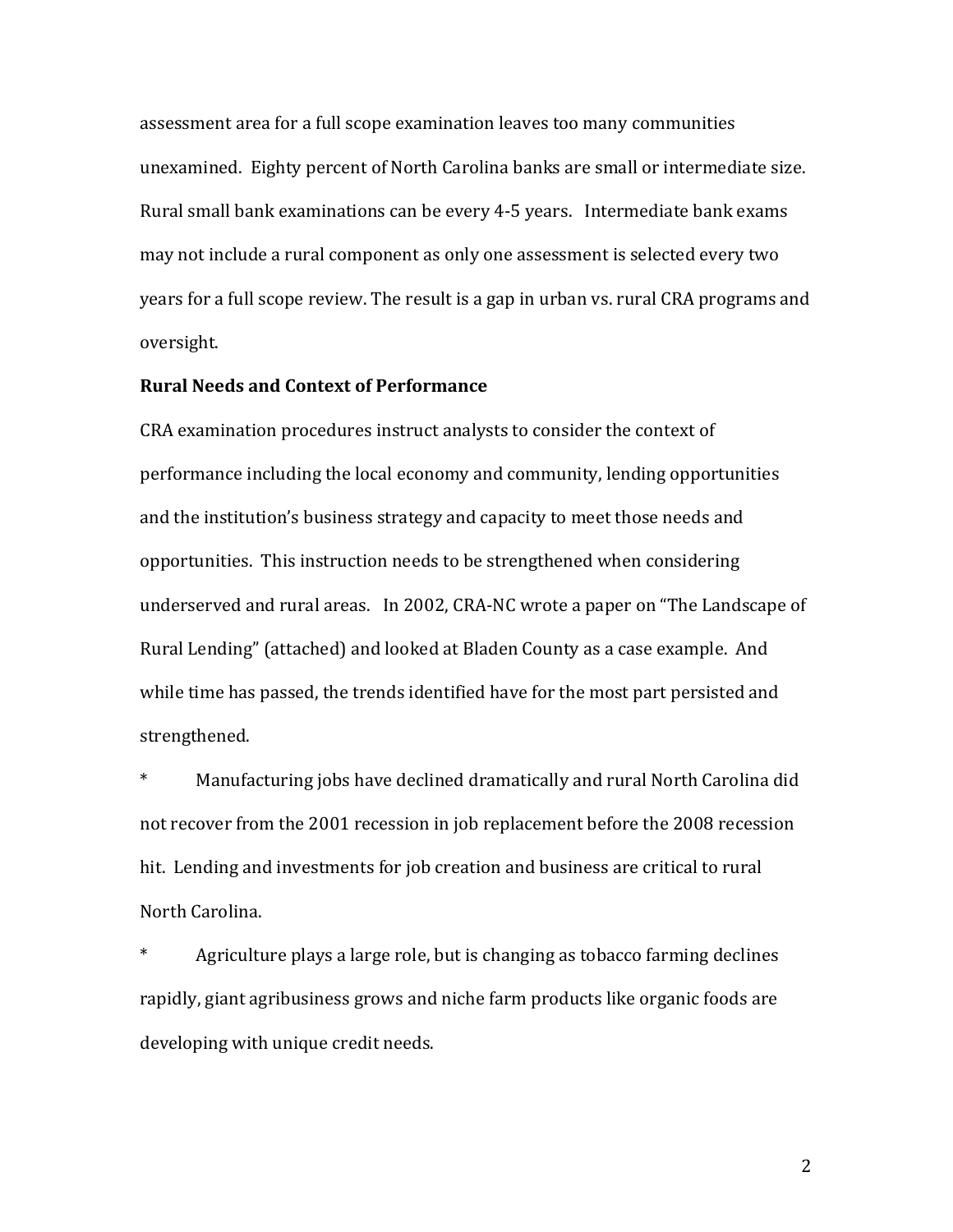assessment area for a full scope examination leaves too many communities unexamined. Eighty percent of North Carolina banks are small or intermediate size. Rural small bank examinations can be every 4-5 years. Intermediate bank exams may not include a rural component as only one assessment is selected every two years for a full scope review. The result is a gap in urban vs. rural CRA programs and oversight.

**Rural Needs and Context of Performance**

CRA examination procedures instruct analysts to consider the context of performance including the local economy and community, lending opportunities and the institution's business strategy and capacity to meet those needs and opportunities. This instruction needs to be strengthened when considering underserved and rural areas. In 2002, CRA-NC wrote a paper on "The Landscape of Rural Lending" (attached) and looked at Bladen County as a case example. And while time has passed, the trends identified have for the most part persisted and strengthened.

* Manufacturing jobs have declined dramatically and rural North Carolina did not recover from the 2001 recession in job replacement before the 2008 recession hit. Lending and investments for job creation and business are critical to rural North Carolina.

* Agriculture plays a large role, but is changing as tobacco farming declines rapidly, giant agribusiness grows and niche farm products like organic foods are developing with unique credit needs.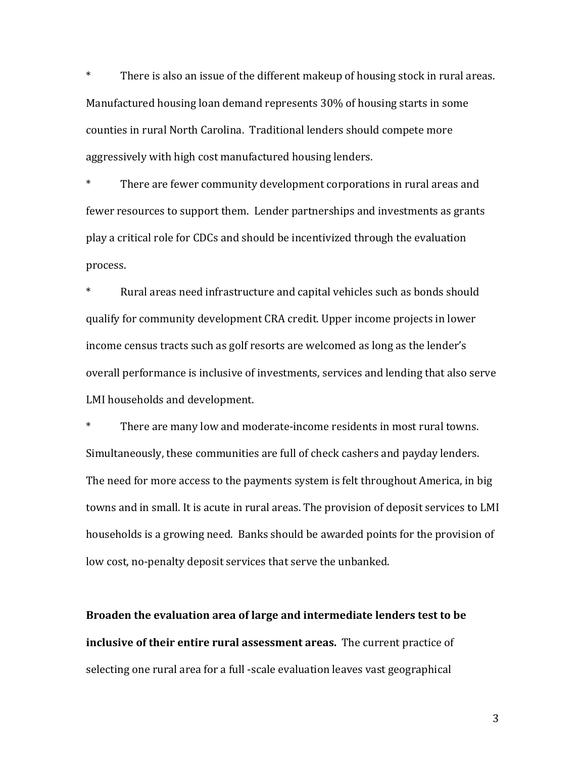*	There is also an issue of the different makeup of housing stock in rural areas. Manufactured housing loan demand represents 30% of housing starts in some counties in rural North Carolina. Traditional lenders should compete more aggressively with high cost manufactured housing lenders.

*	There are fewer community development corporations in rural areas and fewer resources to support them. Lender partnerships and investments as grants play a critical role for CDCs and should be incentivized through the evaluation process.

*	Rural areas need infrastructure and capital vehicles such as bonds should qualify for community development CRA credit. Upper income projects in lower income census tracts such as golf resorts are welcomed as long as the lender's overall performance is inclusive of investments, services and lending that also serve LMI households and development.

*	There are many low and moderate-income residents in most rural towns. Simultaneously, these communities are full of check cashers and payday lenders. The need for more access to the payments system is felt throughout America, in big towns and in small. It is acute in rural areas. The provision of deposit services to LMI households is a growing need. Banks should be awarded points for the provision of low cost, no-penalty deposit services that serve the unbanked.

**Broaden the evaluation area of large and intermediate lenders test to be inclusive of their entire rural assessment areas.** The current practice of selecting one rural area for a full -scale evaluation leaves vast geographical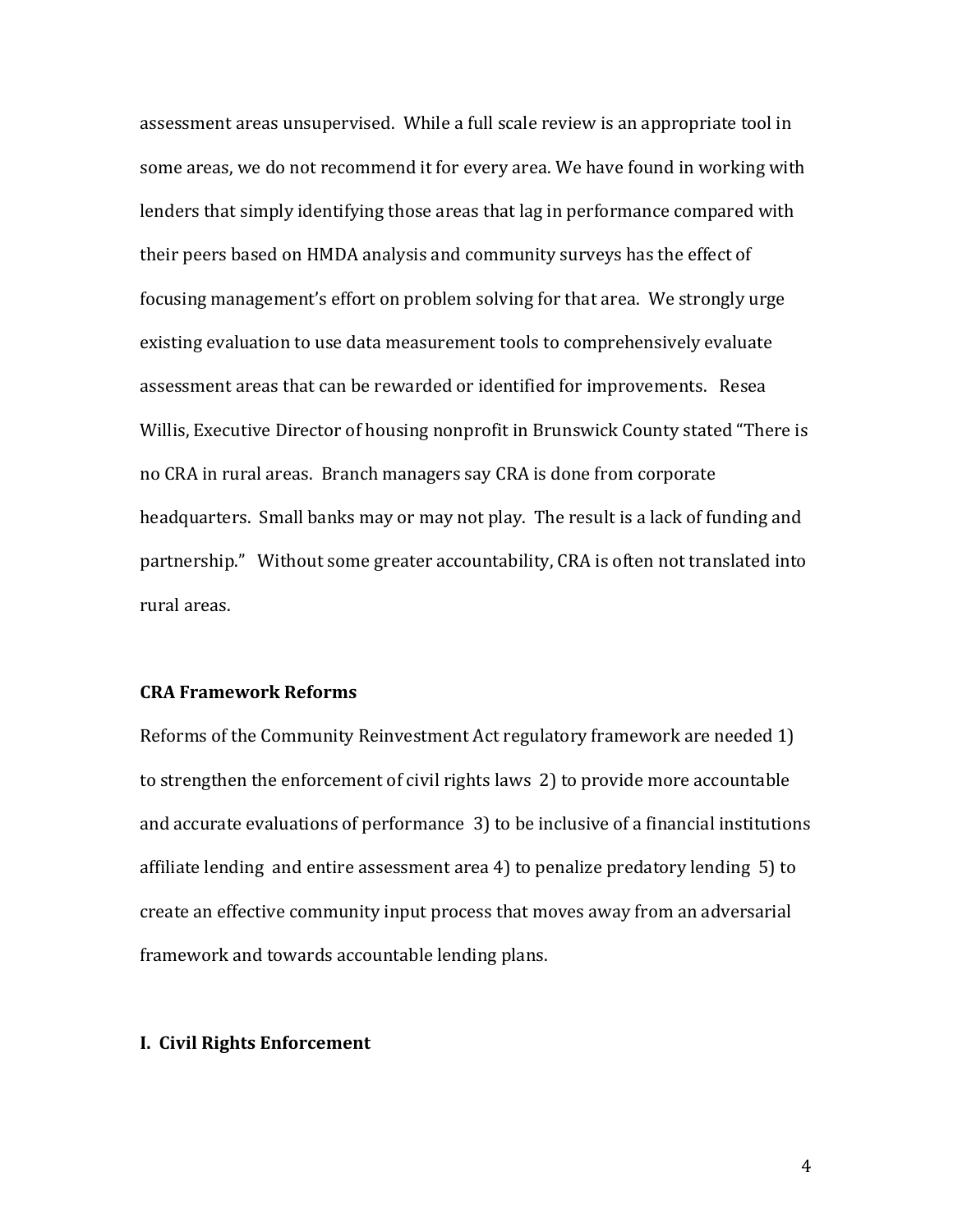assessment areas unsupervised. While a full scale review is an appropriate tool in some areas, we do not recommend it for every area. We have found in working with lenders that simply identifying those areas that lag in performance compared with their peers based on HMDA analysis and community surveys has the effect of focusing management's effort on problem solving for that area. We strongly urge existing evaluation to use data measurement tools to comprehensively evaluate assessment areas that can be rewarded or identified for improvements. Resea Willis, Executive Director of housing nonprofit in Brunswick County stated "There is no CRA in rural areas. Branch managers say CRA is done from corporate headquarters. Small banks may or may not play. The result is a lack of funding and partnership." Without some greater accountability, CRA is often not translated into rural areas.

**CRA Framework Reforms**

Reforms of the Community Reinvestment Act regulatory framework are needed 1) to strengthen the enforcement of civil rights laws 2) to provide more accountable and accurate evaluations of performance 3) to be inclusive of a financial institutions affiliate lending and entire assessment area 4) to penalize predatory lending 5) to create an effective community input process that moves away from an adversarial framework and towards accountable lending plans.

**I. Civil Rights Enforcement**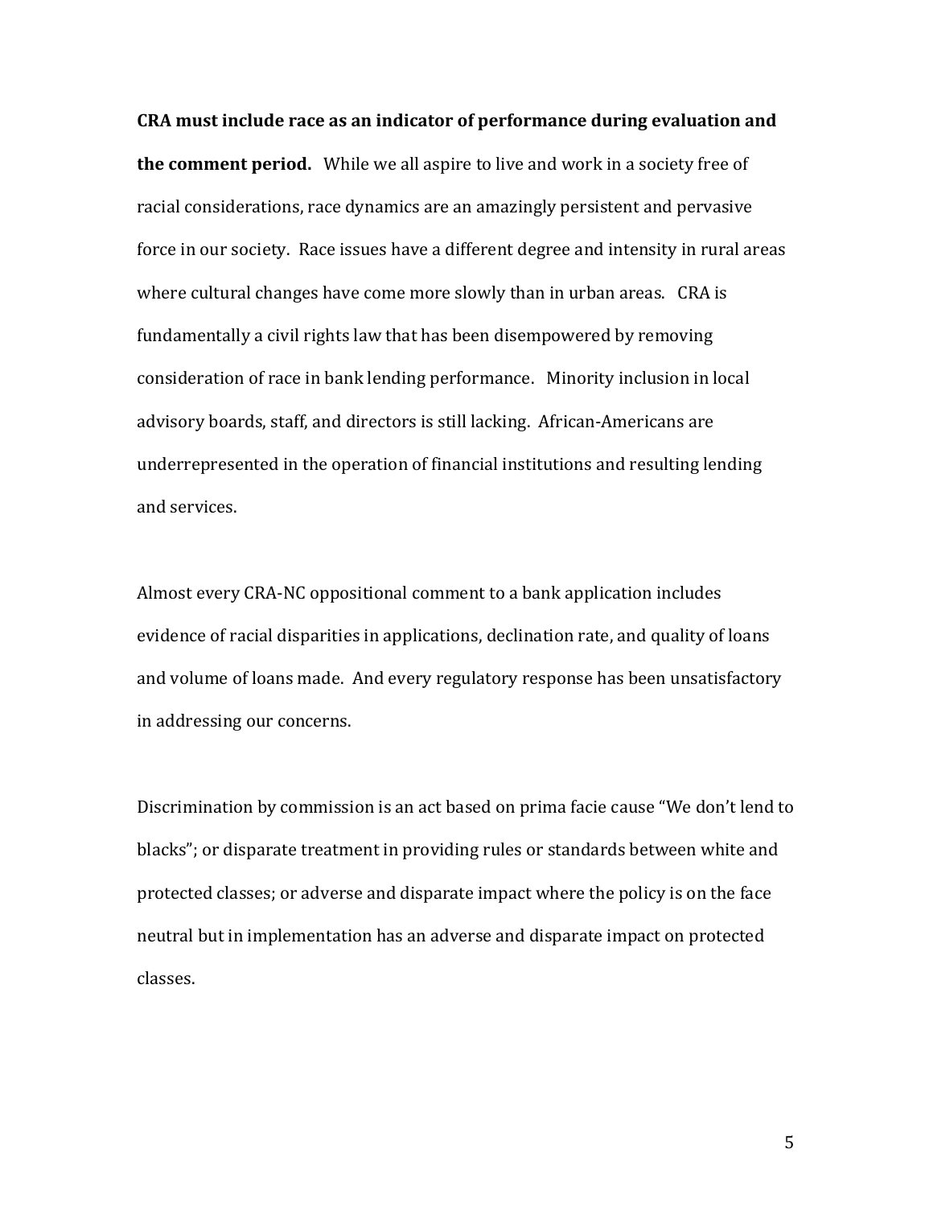**CRA must include race as an indicator of performance during evaluation and the comment period.** While we all aspire to live and work in a society free of racial considerations, race dynamics are an amazingly persistent and pervasive force in our society. Race issues have a different degree and intensity in rural areas where cultural changes have come more slowly than in urban areas. CRA is fundamentally a civil rights law that has been disempowered by removing consideration of race in bank lending performance. Minority inclusion in local advisory boards, staff, and directors is still lacking. African-Americans are underrepresented in the operation of financial institutions and resulting lending and services.

Almost every CRA-NC oppositional comment to a bank application includes evidence of racial disparities in applications, declination rate, and quality of loans and volume of loans made. And every regulatory response has been unsatisfactory in addressing our concerns.

Discrimination by commission is an act based on prima facie cause "We don't lend to blacks"; or disparate treatment in providing rules or standards between white and protected classes; or adverse and disparate impact where the policy is on the face neutral but in implementation has an adverse and disparate impact on protected classes.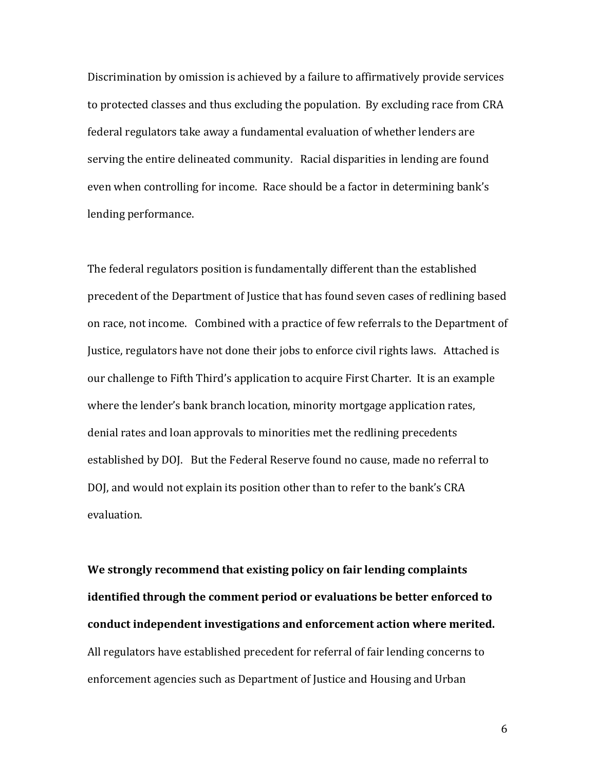Discrimination by omission is achieved by a failure to affirmatively provide services to protected classes and thus excluding the population. By excluding race from CRA federal regulators take away a fundamental evaluation of whether lenders are serving the entire delineated community. Racial disparities in lending are found even when controlling for income. Race should be a factor in determining bank's lending performance.

The federal regulators position is fundamentally different than the established precedent of the Department of Justice that has found seven cases of redlining based on race, not income. Combined with a practice of few referrals to the Department of Justice, regulators have not done their jobs to enforce civil rights laws. Attached is our challenge to Fifth Third's application to acquire First Charter. It is an example where the lender's bank branch location, minority mortgage application rates, denial rates and loan approvals to minorities met the redlining precedents established by DOJ. But the Federal Reserve found no cause, made no referral to DOJ, and would not explain its position other than to refer to the bank's CRA evaluation.

**We strongly recommend that existing policy on fair lending complaints identified through the comment period or evaluations be better enforced to conduct independent investigations and enforcement action where merited.** All regulators have established precedent for referral of fair lending concerns to enforcement agencies such as Department of Justice and Housing and Urban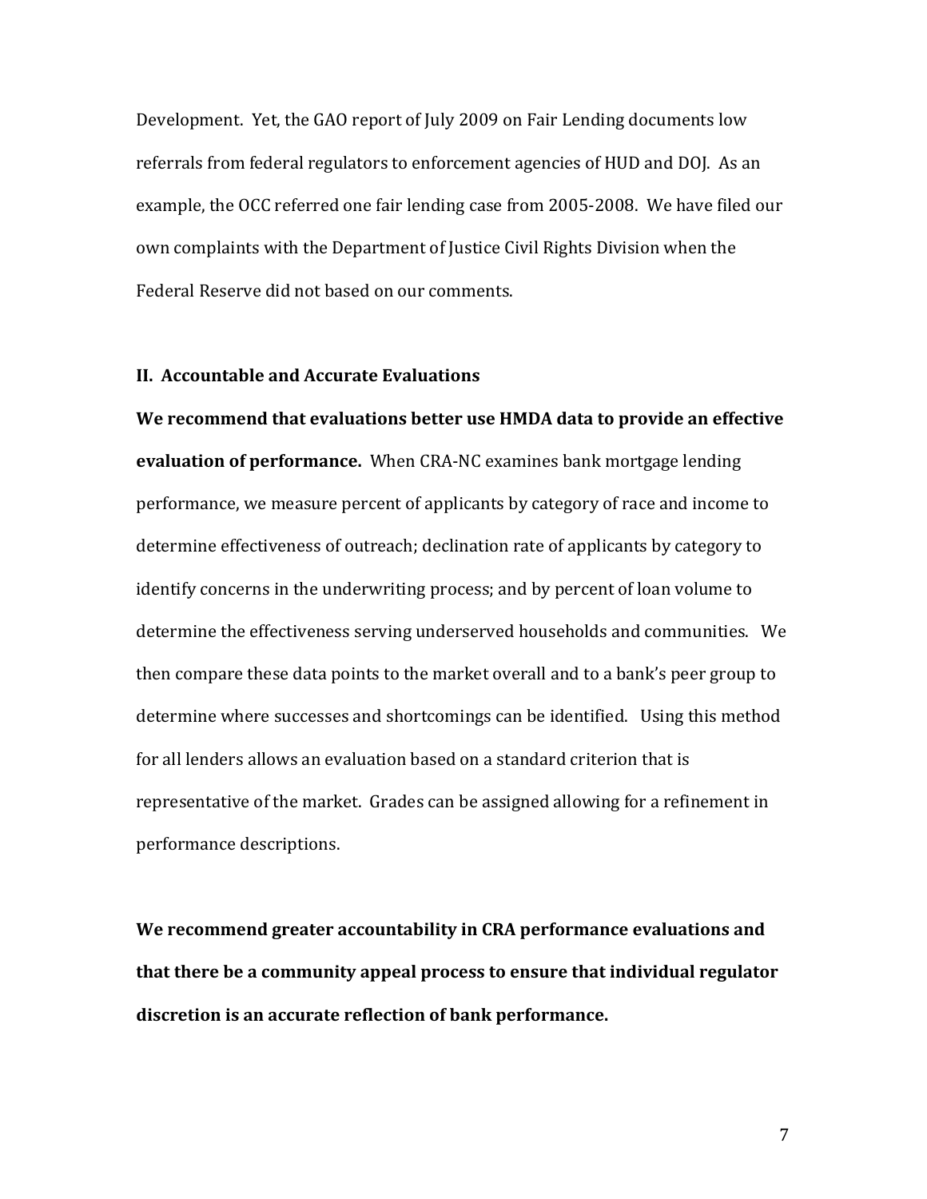Development. Yet, the GAO report of July 2009 on Fair Lending documents low referrals from federal regulators to enforcement agencies of HUD and DOJ. As an example, the OCC referred one fair lending case from 2005-2008. We have filed our own complaints with the Department of Justice Civil Rights Division when the Federal Reserve did not based on our comments.

## II. Accountable and Accurate Evaluations

**We recommend that evaluations better use HMDA data to provide an effective evaluation of performance.** When CRA-NC examines bank mortgage lending performance, we measure percent of applicants by category of race and income to determine effectiveness of outreach; declination rate of applicants by category to identify concerns in the underwriting process; and by percent of loan volume to determine the effectiveness serving underserved households and communities. We then compare these data points to the market overall and to a bank's peer group to determine where successes and shortcomings can be identified. Using this method for all lenders allows an evaluation based on a standard criterion that is representative of the market. Grades can be assigned allowing for a refinement in performance descriptions.

**We recommend greater accountability in CRA performance evaluations and that there be a community appeal process to ensure that individual regulator discretion is an accurate reflection of bank performance.**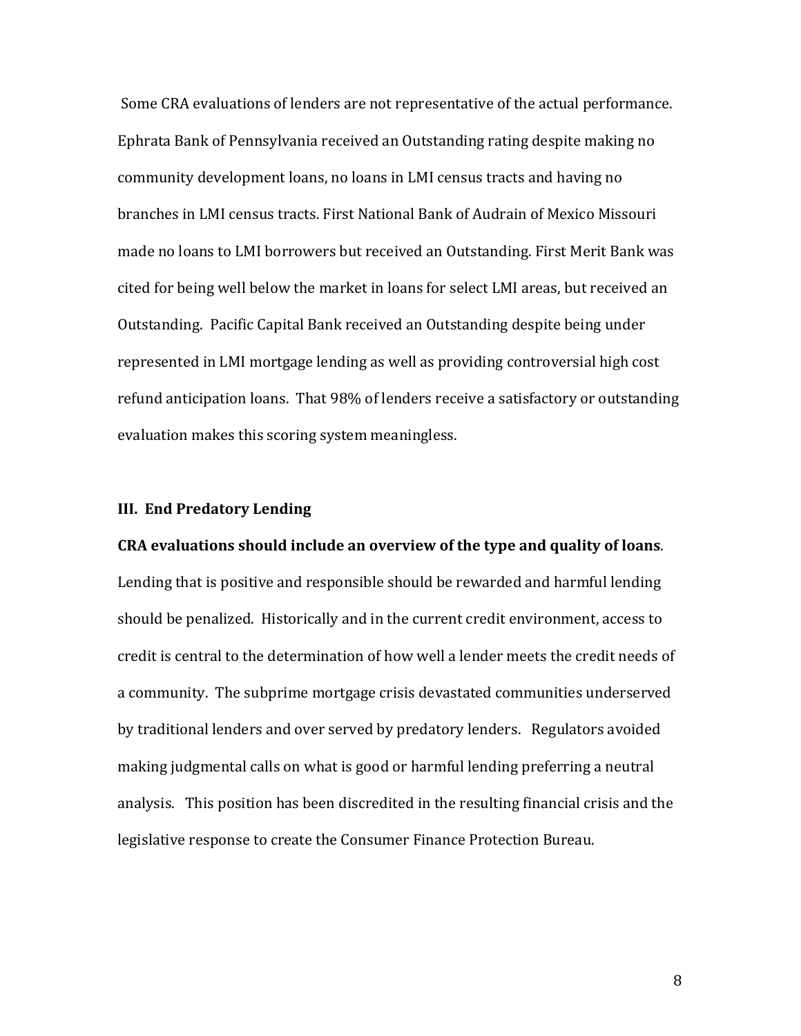Some CRA evaluations of lenders are not representative of the actual performance. Ephrata Bank of Pennsylvania received an Outstanding rating despite making no community development loans, no loans in LMI census tracts and having no branches in LMI census tracts. First National Bank of Audrain of Mexico Missouri made no loans to LMI borrowers but received an Outstanding. First Merit Bank was cited for being well below the market in loans for select LMI areas, but received an Outstanding. Pacific Capital Bank received an Outstanding despite being under represented in LMI mortgage lending as well as providing controversial high cost refund anticipation loans. That 98% of lenders receive a satisfactory or outstanding evaluation makes this scoring system meaningless.

### III. End Predatory Lending

**CRA evaluations should include an overview of the type and quality of loans**. Lending that is positive and responsible should be rewarded and harmful lending should be penalized. Historically and in the current credit environment, access to credit is central to the determination of how well a lender meets the credit needs of a community. The subprime mortgage crisis devastated communities underserved by traditional lenders and over served by predatory lenders. Regulators avoided making judgmental calls on what is good or harmful lending preferring a neutral analysis. This position has been discredited in the resulting financial crisis and the legislative response to create the Consumer Finance Protection Bureau.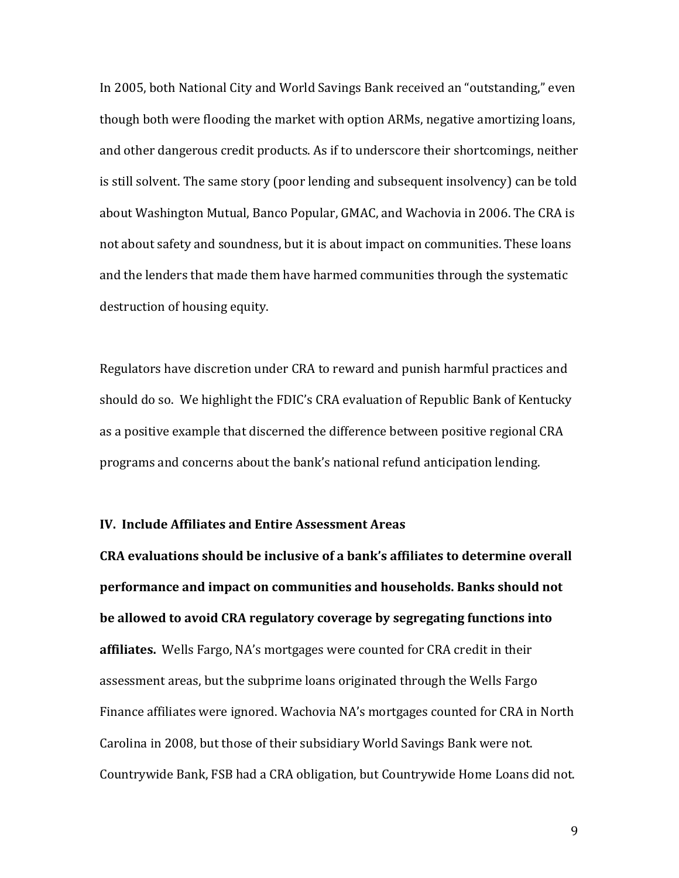In 2005, both National City and World Savings Bank received an "outstanding," even though both were flooding the market with option ARMs, negative amortizing loans, and other dangerous credit products. As if to underscore their shortcomings, neither is still solvent. The same story (poor lending and subsequent insolvency) can be told about Washington Mutual, Banco Popular, GMAC, and Wachovia in 2006. The CRA is not about safety and soundness, but it is about impact on communities. These loans and the lenders that made them have harmed communities through the systematic destruction of housing equity.

Regulators have discretion under CRA to reward and punish harmful practices and should do so. We highlight the FDIC's CRA evaluation of Republic Bank of Kentucky as a positive example that discerned the difference between positive regional CRA programs and concerns about the bank's national refund anticipation lending.

### IV. Include Affiliates and Entire Assessment Areas

**CRA evaluations should be inclusive of a bank's affiliates to determine overall performance and impact on communities and households. Banks should not be allowed to avoid CRA regulatory coverage by segregating functions into affiliates.** Wells Fargo, NA's mortgages were counted for CRA credit in their assessment areas, but the subprime loans originated through the Wells Fargo Finance affiliates were ignored. Wachovia NA's mortgages counted for CRA in North Carolina in 2008, but those of their subsidiary World Savings Bank were not. Countrywide Bank, FSB had a CRA obligation, but Countrywide Home Loans did not.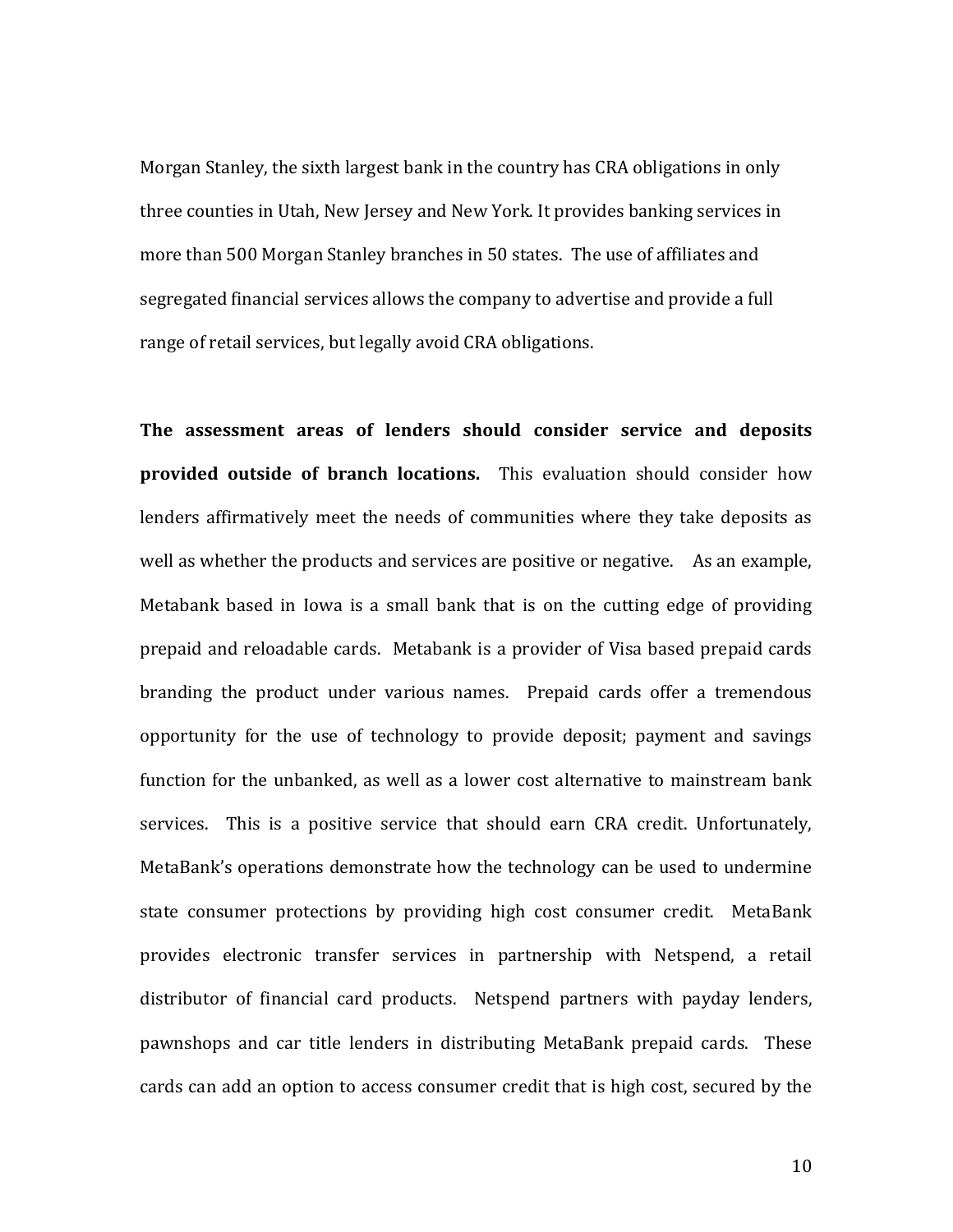Morgan Stanley, the sixth largest bank in the country has CRA obligations in only three counties in Utah, New Jersey and New York. It provides banking services in more than 500 Morgan Stanley branches in 50 states. The use of affiliates and segregated financial services allows the company to advertise and provide a full range of retail services, but legally avoid CRA obligations.

**The assessment areas of lenders should consider service and deposits provided outside of branch locations.** This evaluation should consider how lenders affirmatively meet the needs of communities where they take deposits as well as whether the products and services are positive or negative. As an example, Metabank based in Iowa is a small bank that is on the cutting edge of providing prepaid and reloadable cards. Metabank is a provider of Visa based prepaid cards branding the product under various names. Prepaid cards offer a tremendous opportunity for the use of technology to provide deposit; payment and savings function for the unbanked, as well as a lower cost alternative to mainstream bank services. This is a positive service that should earn CRA credit. Unfortunately, MetaBank's operations demonstrate how the technology can be used to undermine state consumer protections by providing high cost consumer credit. MetaBank provides electronic transfer services in partnership with Netspend, a retail distributor of financial card products. Netspend partners with payday lenders, pawnshops and car title lenders in distributing MetaBank prepaid cards. These cards can add an option to access consumer credit that is high cost, secured by the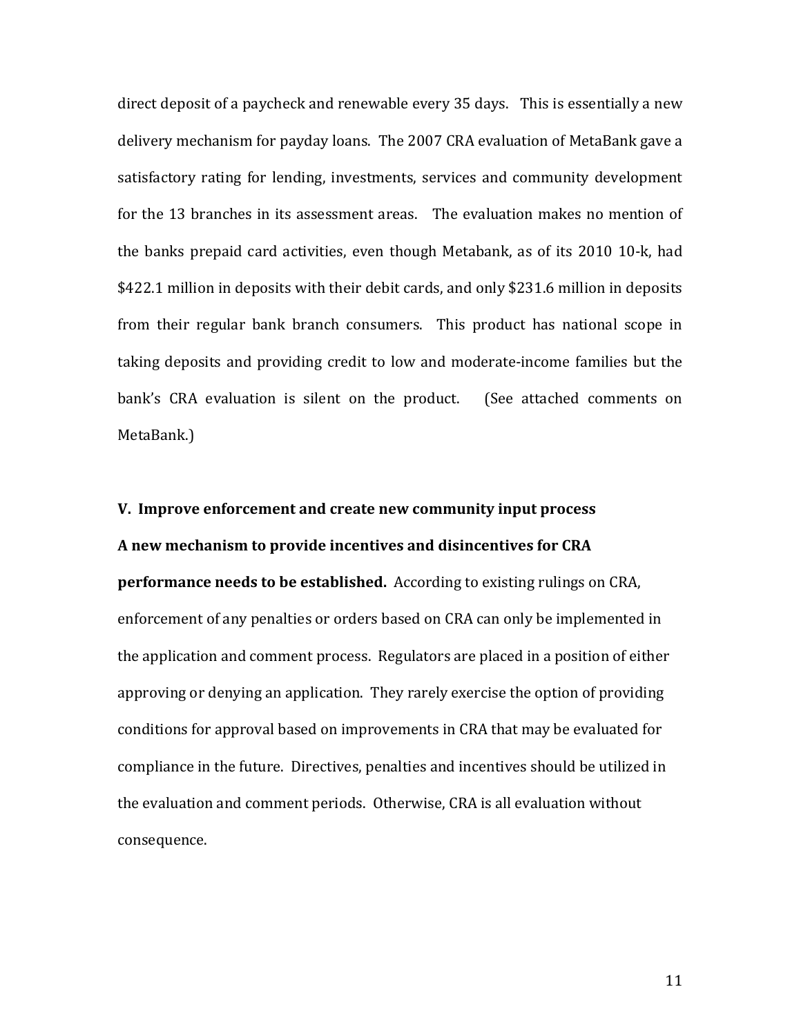direct deposit of a paycheck and renewable every 35 days. This is essentially a new delivery mechanism for payday loans. The 2007 CRA evaluation of MetaBank gave a satisfactory rating for lending, investments, services and community development for the 13 branches in its assessment areas. The evaluation makes no mention of the banks prepaid card activities, even though Metabank, as of its 2010 10-k, had $422.1 million in deposits with their debit cards, and only $231.6 million in deposits from their regular bank branch consumers. This product has national scope in taking deposits and providing credit to low and moderate-income families but the bank's CRA evaluation is silent on the product. (See attached comments on MetaBank.)

## V. Improve enforcement and create new community input process

**A new mechanism to provide incentives and disincentives for CRA performance needs to be established.** According to existing rulings on CRA, enforcement of any penalties or orders based on CRA can only be implemented in the application and comment process. Regulators are placed in a position of either approving or denying an application. They rarely exercise the option of providing conditions for approval based on improvements in CRA that may be evaluated for compliance in the future. Directives, penalties and incentives should be utilized in the evaluation and comment periods. Otherwise, CRA is all evaluation without consequence.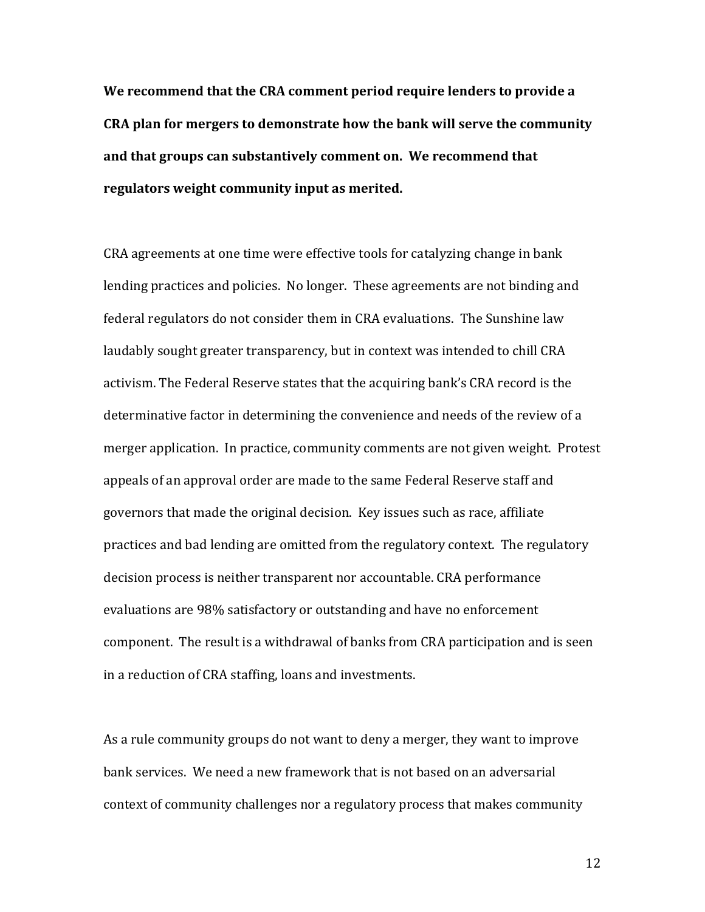**We recommend that the CRA comment period require lenders to provide a CRA plan for mergers to demonstrate how the bank will serve the community and that groups can substantively comment on. We recommend that regulators weight community input as merited.**

CRA agreements at one time were effective tools for catalyzing change in bank lending practices and policies. No longer. These agreements are not binding and federal regulators do not consider them in CRA evaluations. The Sunshine law laudably sought greater transparency, but in context was intended to chill CRA activism. The Federal Reserve states that the acquiring bank's CRA record is the determinative factor in determining the convenience and needs of the review of a merger application. In practice, community comments are not given weight. Protest appeals of an approval order are made to the same Federal Reserve staff and governors that made the original decision. Key issues such as race, affiliate practices and bad lending are omitted from the regulatory context. The regulatory decision process is neither transparent nor accountable. CRA performance evaluations are 98% satisfactory or outstanding and have no enforcement component. The result is a withdrawal of banks from CRA participation and is seen in a reduction of CRA staffing, loans and investments.

As a rule community groups do not want to deny a merger, they want to improve bank services. We need a new framework that is not based on an adversarial context of community challenges nor a regulatory process that makes community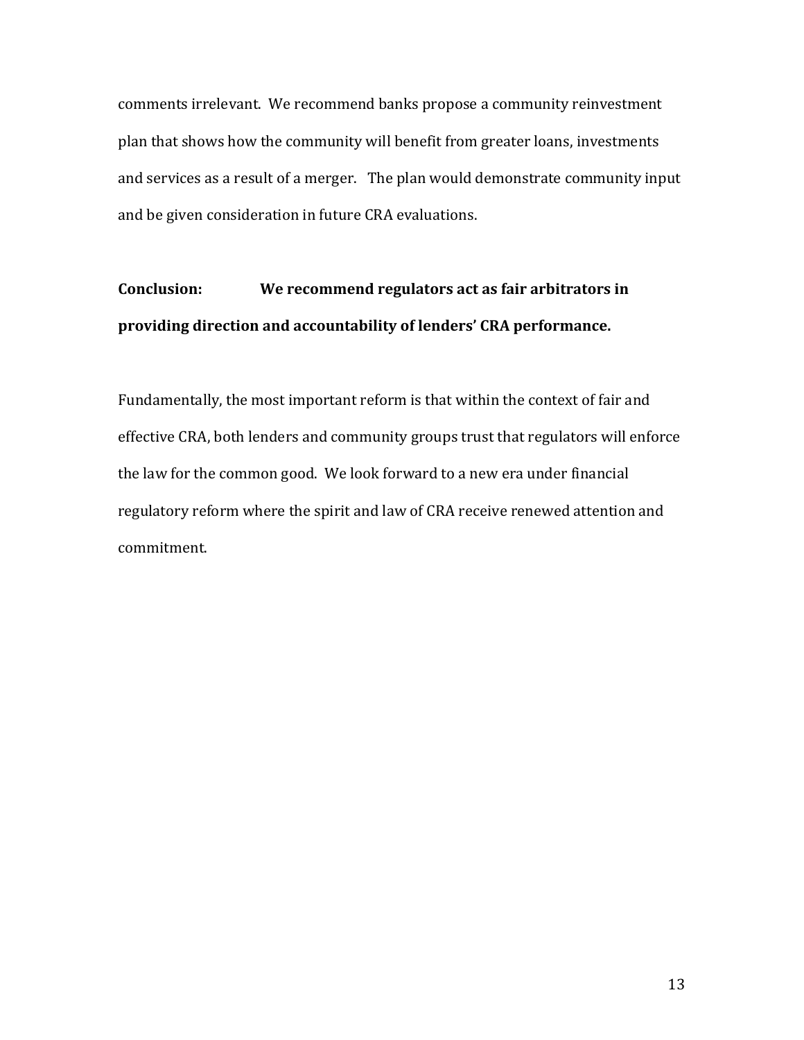comments irrelevant. We recommend banks propose a community reinvestment plan that shows how the community will benefit from greater loans, investments and services as a result of a merger. The plan would demonstrate community input and be given consideration in future CRA evaluations.

**Conclusion: We recommend regulators act as fair arbitrators in providing direction and accountability of lenders' CRA performance.**

Fundamentally, the most important reform is that within the context of fair and effective CRA, both lenders and community groups trust that regulators will enforce the law for the common good. We look forward to a new era under financial regulatory reform where the spirit and law of CRA receive renewed attention and commitment.